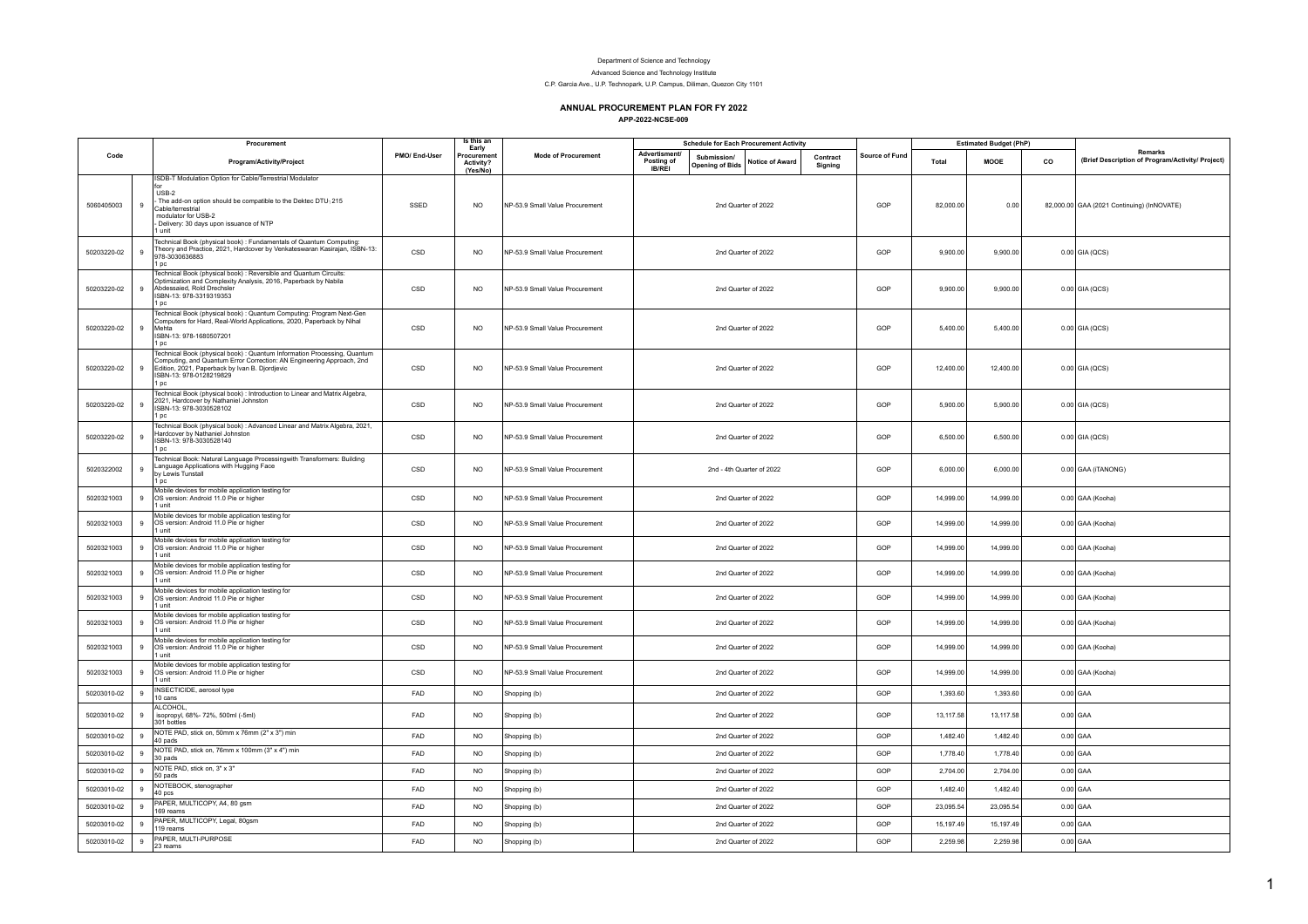Department of Science and Technology

Advanced Science and Technology Institute

C.P. Garcia Ave., U.P. Technopark, U.P. Campus, Diliman, Quezon City 1101

# ANNUAL PROCUREMENT PLAN FOR FY 2022

**APP-2022-NCSE-009**

| Code | | Procurement Program/Activity/Project | PMO/ End-User | Is this an Early Procurement Activity? (Yes/No) | Mode of Procurement | Schedule for Each Procurement Activity | | | | Source of Fund | Estimated Budget (PhP) | | | Remarks (Brief Description of Program/Activity/ Project) |
|---|---|---|---|---|---|---|---|---|---|---|---|---|---|---|
| | | | | | | Advertisment/ Posting of IB/REI | Submission/ Opening of Bids | Notice of Award | Contract Signing | | Total | MOOE | CO | |
| 5060405003 | 9 | ISDB-T Modulation Option for Cable/Terrestrial Modulator for USB-2 - The add-on option should be compatible to the Dektec DTU-215 Cable/terrestrial modulator for USB-2 - Delivery: 30 days upon issuance of NTP 1 unit | SSED | NO | NP-53.9 Small Value Procurement | 2nd Quarter of 2022 | | | | GOP | 82,000.00 | 0.00 | 82,000.00 | GAA (2021 Continuing) (InNOVATE) |
| 50203220-02 | 9 | Technical Book (physical book) : Fundamentals of Quantum Computing: Theory and Practice, 2021, Hardcover by Venkateswaran Kasirajan, ISBN-13: 978-3030636883 1 pc | CSD | NO | NP-53.9 Small Value Procurement | 2nd Quarter of 2022 | | | | GOP | 9,900.00 | 9,900.00 | 0.00 | GIA (QCS) |
| 50203220-02 | 9 | Technical Book (physical book) : Reversible and Quantum Circuits: Optimization and Complexity Analysis, 2016, Paperback by Nabila Abdessaied, Rold Drechsler ISBN-13: 978-3319319353 1 pc | CSD | NO | NP-53.9 Small Value Procurement | 2nd Quarter of 2022 | | | | GOP | 9,900.00 | 9,900.00 | 0.00 | GIA (QCS) |
| 50203220-02 | 9 | Technical Book (physical book) : Quantum Computing: Program Next-Gen Computers for Hard, Real-World Applications, 2020, Paperback by Nihal Mehta ISBN-13: 978-1680507201 1 pc | CSD | NO | NP-53.9 Small Value Procurement | 2nd Quarter of 2022 | | | | GOP | 5,400.00 | 5,400.00 | 0.00 | GIA (QCS) |
| 50203220-02 | 9 | Technical Book (physical book) : Quantum Information Processing, Quantum Computing, and Quantum Error Correction: AN Engineering Approach, 2nd Edition, 2021, Paperback by Ivan B. Djordjevic ISBN-13: 978-0128219829 1 pc | CSD | NO | NP-53.9 Small Value Procurement | 2nd Quarter of 2022 | | | | GOP | 12,400.00 | 12,400.00 | 0.00 | GIA (QCS) |
| 50203220-02 | 9 | Technical Book (physical book) : Introduction to Linear and Matrix Algebra, 2021, Hardcover by Nathaniel Johnston ISBN-13: 978-3030528102 1 pc | CSD | NO | NP-53.9 Small Value Procurement | 2nd Quarter of 2022 | | | | GOP | 5,900.00 | 5,900.00 | 0.00 | GIA (QCS) |
| 50203220-02 | 9 | Technical Book (physical book) : Advanced Linear and Matrix Algebra, 2021, Hardcover by Nathaniel Johnston ISBN-13: 978-3030528140 1 pc | CSD | NO | NP-53.9 Small Value Procurement | 2nd Quarter of 2022 | | | | GOP | 6,500.00 | 6,500.00 | 0.00 | GIA (QCS) |
| 5020322002 | 9 | Technical Book: Natural Language Processingwith Transformers: Building Language Applications with Hugging Face by Lewis Tunstall 1 pc | CSD | NO | NP-53.9 Small Value Procurement | 2nd - 4th Quarter of 2022 | | | | GOP | 6,000.00 | 6,000.00 | 0.00 | GAA (iTANONG) |
| 5020321003 | 9 | Mobile devices for mobile application testing for OS version: Android 11.0 Pie or higher 1 unit | CSD | NO | NP-53.9 Small Value Procurement | 2nd Quarter of 2022 | | | | GOP | 14,999.00 | 14,999.00 | 0.00 | GAA (Kooha) |
| 5020321003 | 9 | Mobile devices for mobile application testing for OS version: Android 11.0 Pie or higher 1 unit | CSD | NO | NP-53.9 Small Value Procurement | 2nd Quarter of 2022 | | | | GOP | 14,999.00 | 14,999.00 | 0.00 | GAA (Kooha) |
| 5020321003 | 9 | Mobile devices for mobile application testing for OS version: Android 11.0 Pie or higher 1 unit | CSD | NO | NP-53.9 Small Value Procurement | 2nd Quarter of 2022 | | | | GOP | 14,999.00 | 14,999.00 | 0.00 | GAA (Kooha) |
| 5020321003 | 9 | Mobile devices for mobile application testing for OS version: Android 11.0 Pie or higher 1 unit | CSD | NO | NP-53.9 Small Value Procurement | 2nd Quarter of 2022 | | | | GOP | 14,999.00 | 14,999.00 | 0.00 | GAA (Kooha) |
| 5020321003 | 9 | Mobile devices for mobile application testing for OS version: Android 11.0 Pie or higher 1 unit | CSD | NO | NP-53.9 Small Value Procurement | 2nd Quarter of 2022 | | | | GOP | 14,999.00 | 14,999.00 | 0.00 | GAA (Kooha) |
| 5020321003 | 9 | Mobile devices for mobile application testing for OS version: Android 11.0 Pie or higher 1 unit | CSD | NO | NP-53.9 Small Value Procurement | 2nd Quarter of 2022 | | | | GOP | 14,999.00 | 14,999.00 | 0.00 | GAA (Kooha) |
| 5020321003 | 9 | Mobile devices for mobile application testing for OS version: Android 11.0 Pie or higher 1 unit | CSD | NO | NP-53.9 Small Value Procurement | 2nd Quarter of 2022 | | | | GOP | 14,999.00 | 14,999.00 | 0.00 | GAA (Kooha) |
| 5020321003 | 9 | Mobile devices for mobile application testing for OS version: Android 11.0 Pie or higher 1 unit | CSD | NO | NP-53.9 Small Value Procurement | 2nd Quarter of 2022 | | | | GOP | 14,999.00 | 14,999.00 | 0.00 | GAA (Kooha) |
| 50203010-02 | 9 | INSECTICIDE, aerosol type 10 cans | FAD | NO | Shopping (b) | 2nd Quarter of 2022 | | | | GOP | 1,393.60 | 1,393.60 | 0.00 | GAA |
| 50203010-02 | 9 | ALCOHOL, isopropyl, 68%- 72%, 500ml (-5ml) 301 bottles | FAD | NO | Shopping (b) | 2nd Quarter of 2022 | | | | GOP | 13,117.58 | 13,117.58 | 0.00 | GAA |
| 50203010-02 | 9 | NOTE PAD, stick on, 50mm x 76mm (2" x 3") min 40 pads | FAD | NO | Shopping (b) | 2nd Quarter of 2022 | | | | GOP | 1,482.40 | 1,482.40 | 0.00 | GAA |
| 50203010-02 | 9 | NOTE PAD, stick on, 76mm x 100mm (3" x 4") min 30 pads | FAD | NO | Shopping (b) | 2nd Quarter of 2022 | | | | GOP | 1,778.40 | 1,778.40 | 0.00 | GAA |
| 50203010-02 | 9 | NOTE PAD, stick on, 3" x 3" 50 pads | FAD | NO | Shopping (b) | 2nd Quarter of 2022 | | | | GOP | 2,704.00 | 2,704.00 | 0.00 | GAA |
| 50203010-02 | 9 | NOTEBOOK, stenographer 40 pcs | FAD | NO | Shopping (b) | 2nd Quarter of 2022 | | | | GOP | 1,482.40 | 1,482.40 | 0.00 | GAA |
| 50203010-02 | 9 | PAPER, MULTICOPY, A4, 80 gsm 169 reams | FAD | NO | Shopping (b) | 2nd Quarter of 2022 | | | | GOP | 23,095.54 | 23,095.54 | 0.00 | GAA |
| 50203010-02 | 9 | PAPER, MULTICOPY, Legal, 80gsm 119 reams | FAD | NO | Shopping (b) | 2nd Quarter of 2022 | | | | GOP | 15,197.49 | 15,197.49 | 0.00 | GAA |
| 50203010-02 | 9 | PAPER, MULTI-PURPOSE 23 reams | FAD | NO | Shopping (b) | 2nd Quarter of 2022 | | | | GOP | 2,259.98 | 2,259.98 | 0.00 | GAA |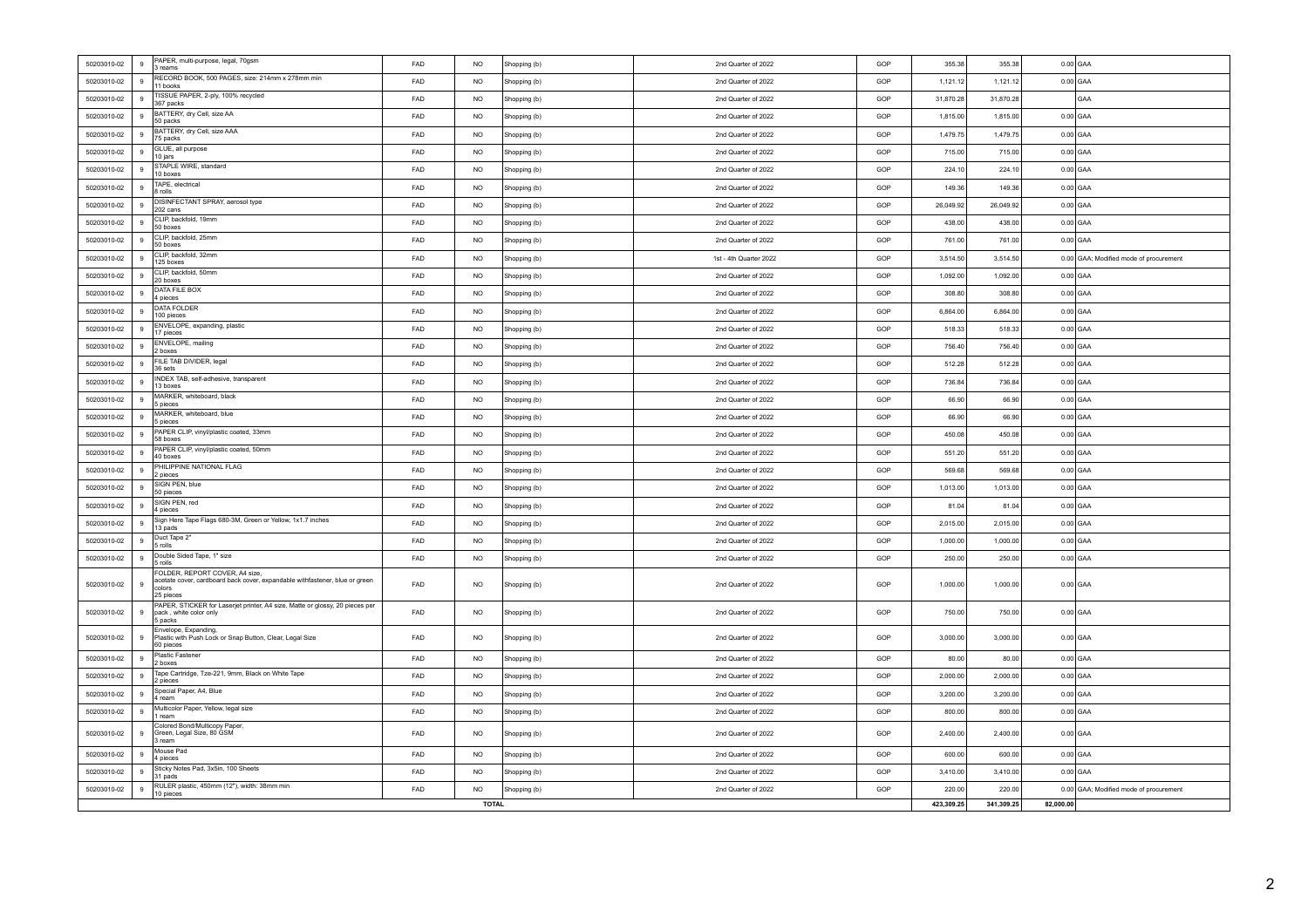| | | | | | | | | | | | |
|---|---|---|---|---|---|---|---|---|---|---|---|
| 50203010-02 | 9 | PAPER, multi-purpose, legal, 70gsm<br>3 reams | FAD | NO | Shopping (b) | 2nd Quarter of 2022 | GOP | 355.38 | 355.38 | 0.00 | GAA |
| 50203010-02 | 9 | RECORD BOOK, 500 PAGES, size: 214mm x 278mm min<br>11 books | FAD | NO | Shopping (b) | 2nd Quarter of 2022 | GOP | 1,121.12 | 1,121.12 | 0.00 | GAA |
| 50203010-02 | 9 | TISSUE PAPER, 2-ply, 100% recycled<br>367 packs | FAD | NO | Shopping (b) | 2nd Quarter of 2022 | GOP | 31,870.28 | 31,870.28 | | GAA |
| 50203010-02 | 9 | BATTERY, dry Cell, size AA<br>50 packs | FAD | NO | Shopping (b) | 2nd Quarter of 2022 | GOP | 1,815.00 | 1,815.00 | 0.00 | GAA |
| 50203010-02 | 9 | BATTERY, dry Cell, size AAA<br>75 packs | FAD | NO | Shopping (b) | 2nd Quarter of 2022 | GOP | 1,479.75 | 1,479.75 | 0.00 | GAA |
| 50203010-02 | 9 | GLUE, all purpose<br>10 jars | FAD | NO | Shopping (b) | 2nd Quarter of 2022 | GOP | 715.00 | 715.00 | 0.00 | GAA |
| 50203010-02 | 9 | STAPLE WIRE, standard<br>10 boxes | FAD | NO | Shopping (b) | 2nd Quarter of 2022 | GOP | 224.10 | 224.10 | 0.00 | GAA |
| 50203010-02 | 9 | TAPE, electrical<br>8 rolls | FAD | NO | Shopping (b) | 2nd Quarter of 2022 | GOP | 149.36 | 149.36 | 0.00 | GAA |
| 50203010-02 | 9 | DISINFECTANT SPRAY, aerosol type<br>202 cans | FAD | NO | Shopping (b) | 2nd Quarter of 2022 | GOP | 26,049.92 | 26,049.92 | 0.00 | GAA |
| 50203010-02 | 9 | CLIP, backfold, 19mm<br>50 boxes | FAD | NO | Shopping (b) | 2nd Quarter of 2022 | GOP | 438.00 | 438.00 | 0.00 | GAA |
| 50203010-02 | 9 | CLIP, backfold, 25mm<br>50 boxes | FAD | NO | Shopping (b) | 2nd Quarter of 2022 | GOP | 761.00 | 761.00 | 0.00 | GAA |
| 50203010-02 | 9 | CLIP, backfold, 32mm<br>125 boxes | FAD | NO | Shopping (b) | 1st - 4th Quarter 2022 | GOP | 3,514.50 | 3,514.50 | 0.00 | GAA; Modified mode of procurement |
| 50203010-02 | 9 | CLIP, backfold, 50mm<br>20 boxes | FAD | NO | Shopping (b) | 2nd Quarter of 2022 | GOP | 1,092.00 | 1,092.00 | 0.00 | GAA |
| 50203010-02 | 9 | DATA FILE BOX<br>4 pieces | FAD | NO | Shopping (b) | 2nd Quarter of 2022 | GOP | 308.80 | 308.80 | 0.00 | GAA |
| 50203010-02 | 9 | DATA FOLDER<br>100 pieces | FAD | NO | Shopping (b) | 2nd Quarter of 2022 | GOP | 6,864.00 | 6,864.00 | 0.00 | GAA |
| 50203010-02 | 9 | ENVELOPE, expanding, plastic<br>17 pieces | FAD | NO | Shopping (b) | 2nd Quarter of 2022 | GOP | 518.33 | 518.33 | 0.00 | GAA |
| 50203010-02 | 9 | ENVELOPE, mailing<br>2 boxes | FAD | NO | Shopping (b) | 2nd Quarter of 2022 | GOP | 756.40 | 756.40 | 0.00 | GAA |
| 50203010-02 | 9 | FILE TAB DIVIDER, legal<br>36 sets | FAD | NO | Shopping (b) | 2nd Quarter of 2022 | GOP | 512.28 | 512.28 | 0.00 | GAA |
| 50203010-02 | 9 | INDEX TAB, self-adhesive, transparent<br>13 boxes | FAD | NO | Shopping (b) | 2nd Quarter of 2022 | GOP | 736.84 | 736.84 | 0.00 | GAA |
| 50203010-02 | 9 | MARKER, whiteboard, black<br>5 pieces | FAD | NO | Shopping (b) | 2nd Quarter of 2022 | GOP | 66.90 | 66.90 | 0.00 | GAA |
| 50203010-02 | 9 | MARKER, whiteboard, blue<br>5 pieces | FAD | NO | Shopping (b) | 2nd Quarter of 2022 | GOP | 66.90 | 66.90 | 0.00 | GAA |
| 50203010-02 | 9 | PAPER CLIP, vinyl/plastic coated, 33mm<br>58 boxes | FAD | NO | Shopping (b) | 2nd Quarter of 2022 | GOP | 450.08 | 450.08 | 0.00 | GAA |
| 50203010-02 | 9 | PAPER CLIP, vinyl/plastic coated, 50mm<br>40 boxes | FAD | NO | Shopping (b) | 2nd Quarter of 2022 | GOP | 551.20 | 551.20 | 0.00 | GAA |
| 50203010-02 | 9 | PHILIPPINE NATIONAL FLAG<br>2 pieces | FAD | NO | Shopping (b) | 2nd Quarter of 2022 | GOP | 569.68 | 569.68 | 0.00 | GAA |
| 50203010-02 | 9 | SIGN PEN, blue<br>50 pieces | FAD | NO | Shopping (b) | 2nd Quarter of 2022 | GOP | 1,013.00 | 1,013.00 | 0.00 | GAA |
| 50203010-02 | 9 | SIGN PEN, red<br>4 pieces | FAD | NO | Shopping (b) | 2nd Quarter of 2022 | GOP | 81.04 | 81.04 | 0.00 | GAA |
| 50203010-02 | 9 | Sign Here Tape Flags 680-3M, Green or Yellow, 1x1.7 inches<br>13 pads | FAD | NO | Shopping (b) | 2nd Quarter of 2022 | GOP | 2,015.00 | 2,015.00 | 0.00 | GAA |
| 50203010-02 | 9 | Duct Tape 2"<br>5 rolls | FAD | NO | Shopping (b) | 2nd Quarter of 2022 | GOP | 1,000.00 | 1,000.00 | 0.00 | GAA |
| 50203010-02 | 9 | Double Sided Tape, 1" size<br>5 rolls | FAD | NO | Shopping (b) | 2nd Quarter of 2022 | GOP | 250.00 | 250.00 | 0.00 | GAA |
| 50203010-02 | 9 | FOLDER, REPORT COVER, A4 size,<br>acetate cover, cardboard back cover, expandable withfastener, blue or green colors<br>25 pieces | FAD | NO | Shopping (b) | 2nd Quarter of 2022 | GOP | 1,000.00 | 1,000.00 | 0.00 | GAA |
| 50203010-02 | 9 | PAPER, STICKER for Laserjet printer, A4 size, Matte or glossy, 20 pieces per pack , white color only<br>5 packs | FAD | NO | Shopping (b) | 2nd Quarter of 2022 | GOP | 750.00 | 750.00 | 0.00 | GAA |
| 50203010-02 | 9 | Envelope, Expanding,<br>Plastic with Push Lock or Snap Button, Clear, Legal Size<br>60 pieces | FAD | NO | Shopping (b) | 2nd Quarter of 2022 | GOP | 3,000.00 | 3,000.00 | 0.00 | GAA |
| 50203010-02 | 9 | Plastic Fastener<br>2 boxes | FAD | NO | Shopping (b) | 2nd Quarter of 2022 | GOP | 80.00 | 80.00 | 0.00 | GAA |
| 50203010-02 | 9 | Tape Cartridge, Tze-221, 9mm, Black on White Tape<br>2 pieces | FAD | NO | Shopping (b) | 2nd Quarter of 2022 | GOP | 2,000.00 | 2,000.00 | 0.00 | GAA |
| 50203010-02 | 9 | Special Paper, A4, Blue<br>4 ream | FAD | NO | Shopping (b) | 2nd Quarter of 2022 | GOP | 3,200.00 | 3,200.00 | 0.00 | GAA |
| 50203010-02 | 9 | Multicolor Paper, Yellow, legal size<br>1 ream | FAD | NO | Shopping (b) | 2nd Quarter of 2022 | GOP | 800.00 | 800.00 | 0.00 | GAA |
| 50203010-02 | 9 | Colored Bond/Multicopy Paper,<br>Green, Legal Size, 80 GSM<br>3 ream | FAD | NO | Shopping (b) | 2nd Quarter of 2022 | GOP | 2,400.00 | 2,400.00 | 0.00 | GAA |
| 50203010-02 | 9 | Mouse Pad<br>4 pieces | FAD | NO | Shopping (b) | 2nd Quarter of 2022 | GOP | 600.00 | 600.00 | 0.00 | GAA |
| 50203010-02 | 9 | Sticky Notes Pad, 3x5in, 100 Sheets<br>31 pads | FAD | NO | Shopping (b) | 2nd Quarter of 2022 | GOP | 3,410.00 | 3,410.00 | 0.00 | GAA |
| 50203010-02 | 9 | RULER plastic, 450mm (12"), width: 38mm min<br>10 pieces | FAD | NO | Shopping (b) | 2nd Quarter of 2022 | GOP | 220.00 | 220.00 | 0.00 | GAA; Modified mode of procurement |
| | | | | TOTAL | | | | 423,309.25 | 341,309.25 | 82,000.00 | |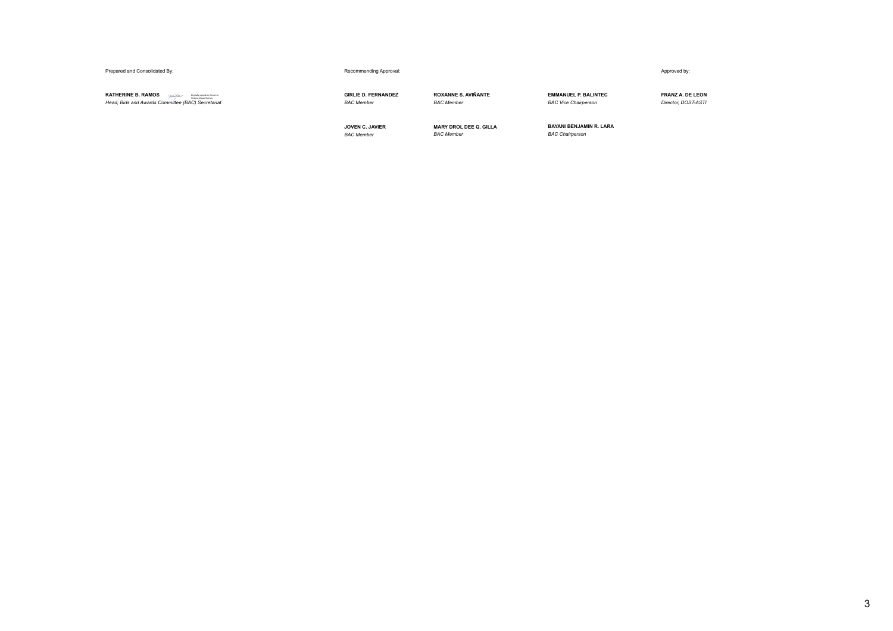Prepared and Consolidated By:

**KATHERINE B. RAMOS**
*Head, Bids and Awards Committee (BAC) Secretariat*

Recommending Approval:

**GIRLIE D. FERNANDEZ**
*BAC Member*

**ROXANNE S. AVIÑANTE**
*BAC Member*

**EMMANUEL P. BALINTEC**
*BAC Vice Chairperson*

**JOVEN C. JAVIER**
*BAC Member*

**MARY DROL DEE Q. GILLA**
*BAC Member*

**BAYANI BENJAMIN R. LARA**
*BAC Chairperson*

Approved by:

**FRANZ A. DE LEON**
*Director, DOST-ASTI*